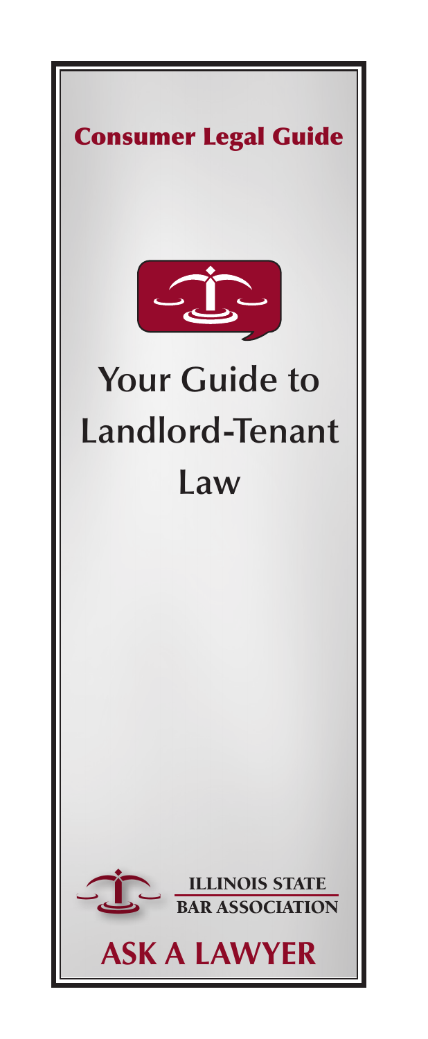**Consumer Legal Guide**

# Your Guide to Landlord-Tenant Law

ILLINOIS STATE BAR ASSOCIATION

**ASK A LAWYER**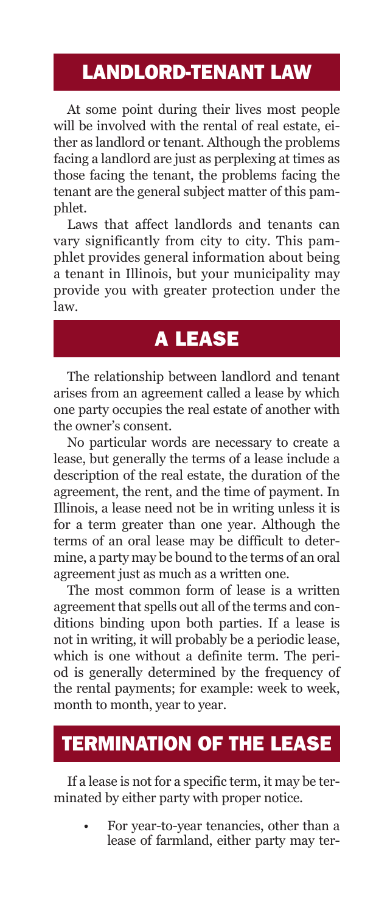## LANDLORD-TENANT LAW

At some point during their lives most people will be involved with the rental of real estate, either as landlord or tenant. Although the problems facing a landlord are just as perplexing at times as those facing the tenant, the problems facing the tenant are the general subject matter of this pamphlet.

Laws that affect landlords and tenants can vary significantly from city to city. This pamphlet provides general information about being a tenant in Illinois, but your municipality may provide you with greater protection under the law.

## A LEASE

The relationship between landlord and tenant arises from an agreement called a lease by which one party occupies the real estate of another with the owner's consent.

No particular words are necessary to create a lease, but generally the terms of a lease include a description of the real estate, the duration of the agreement, the rent, and the time of payment. In Illinois, a lease need not be in writing unless it is for a term greater than one year. Although the terms of an oral lease may be difficult to determine, a party may be bound to the terms of an oral agreement just as much as a written one.

The most common form of lease is a written agreement that spells out all of the terms and conditions binding upon both parties. If a lease is not in writing, it will probably be a periodic lease, which is one without a definite term. The period is generally determined by the frequency of the rental payments; for example: week to week, month to month, year to year.

## TERMINATION OF THE LEASE

If a lease is not for a specific term, it may be terminated by either party with proper notice.

- For year-to-year tenancies, other than a lease of farmland, either party may ter-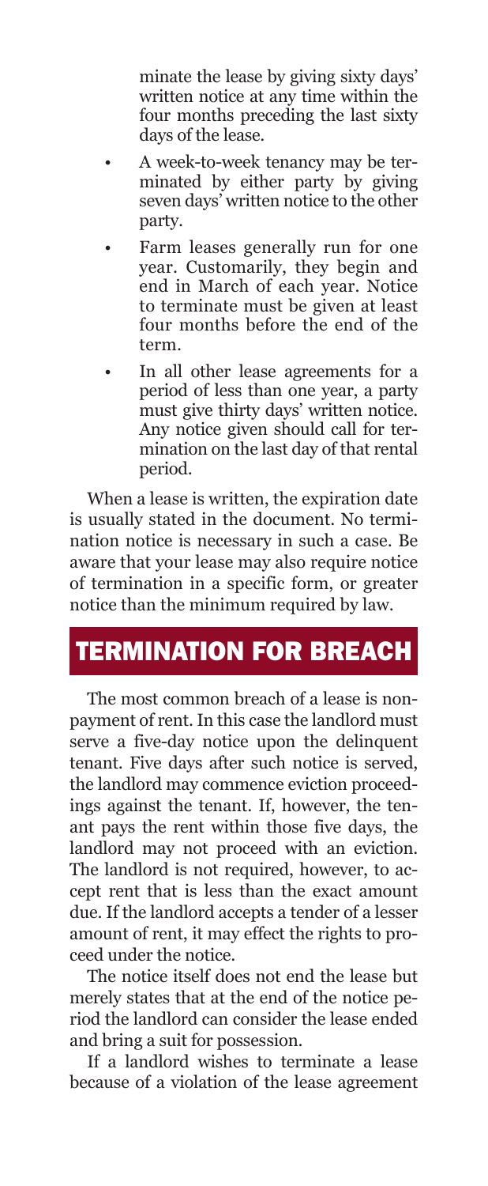minate the lease by giving sixty days' written notice at any time within the four months preceding the last sixty days of the lease.

- A week-to-week tenancy may be terminated by either party by giving seven days' written notice to the other party.
- Farm leases generally run for one year. Customarily, they begin and end in March of each year. Notice to terminate must be given at least four months before the end of the term.
- In all other lease agreements for a period of less than one year, a party must give thirty days' written notice. Any notice given should call for termination on the last day of that rental period.

When a lease is written, the expiration date is usually stated in the document. No termination notice is necessary in such a case. Be aware that your lease may also require notice of termination in a specific form, or greater notice than the minimum required by law.

## TERMINATION FOR BREACH

The most common breach of a lease is nonpayment of rent. In this case the landlord must serve a five-day notice upon the delinquent tenant. Five days after such notice is served, the landlord may commence eviction proceedings against the tenant. If, however, the tenant pays the rent within those five days, the landlord may not proceed with an eviction. The landlord is not required, however, to accept rent that is less than the exact amount due. If the landlord accepts a tender of a lesser amount of rent, it may effect the rights to proceed under the notice.

The notice itself does not end the lease but merely states that at the end of the notice period the landlord can consider the lease ended and bring a suit for possession.

If a landlord wishes to terminate a lease because of a violation of the lease agreement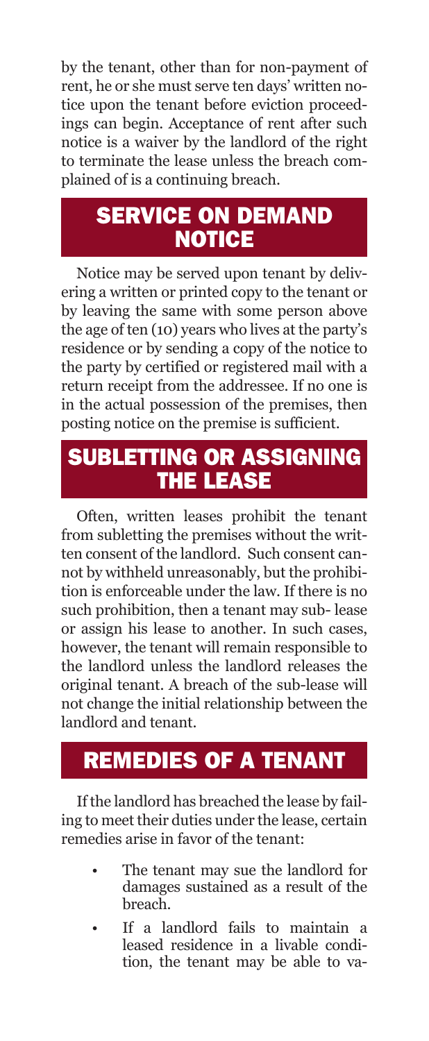by the tenant, other than for non-payment of rent, he or she must serve ten days' written notice upon the tenant before eviction proceedings can begin. Acceptance of rent after such notice is a waiver by the landlord of the right to terminate the lease unless the breach complained of is a continuing breach.

## SERVICE ON DEMAND NOTICE

Notice may be served upon tenant by delivering a written or printed copy to the tenant or by leaving the same with some person above the age of ten (10) years who lives at the party's residence or by sending a copy of the notice to the party by certified or registered mail with a return receipt from the addressee. If no one is in the actual possession of the premises, then posting notice on the premise is sufficient.

## SUBLETTING OR ASSIGNING THE LEASE

Often, written leases prohibit the tenant from subletting the premises without the written consent of the landlord. Such consent cannot by withheld unreasonably, but the prohibition is enforceable under the law. If there is no such prohibition, then a tenant may sub- lease or assign his lease to another. In such cases, however, the tenant will remain responsible to the landlord unless the landlord releases the original tenant. A breach of the sub-lease will not change the initial relationship between the landlord and tenant.

## REMEDIES OF A TENANT

If the landlord has breached the lease by failing to meet their duties under the lease, certain remedies arise in favor of the tenant:

- The tenant may sue the landlord for damages sustained as a result of the breach.
- If a landlord fails to maintain a leased residence in a livable condition, the tenant may be able to va-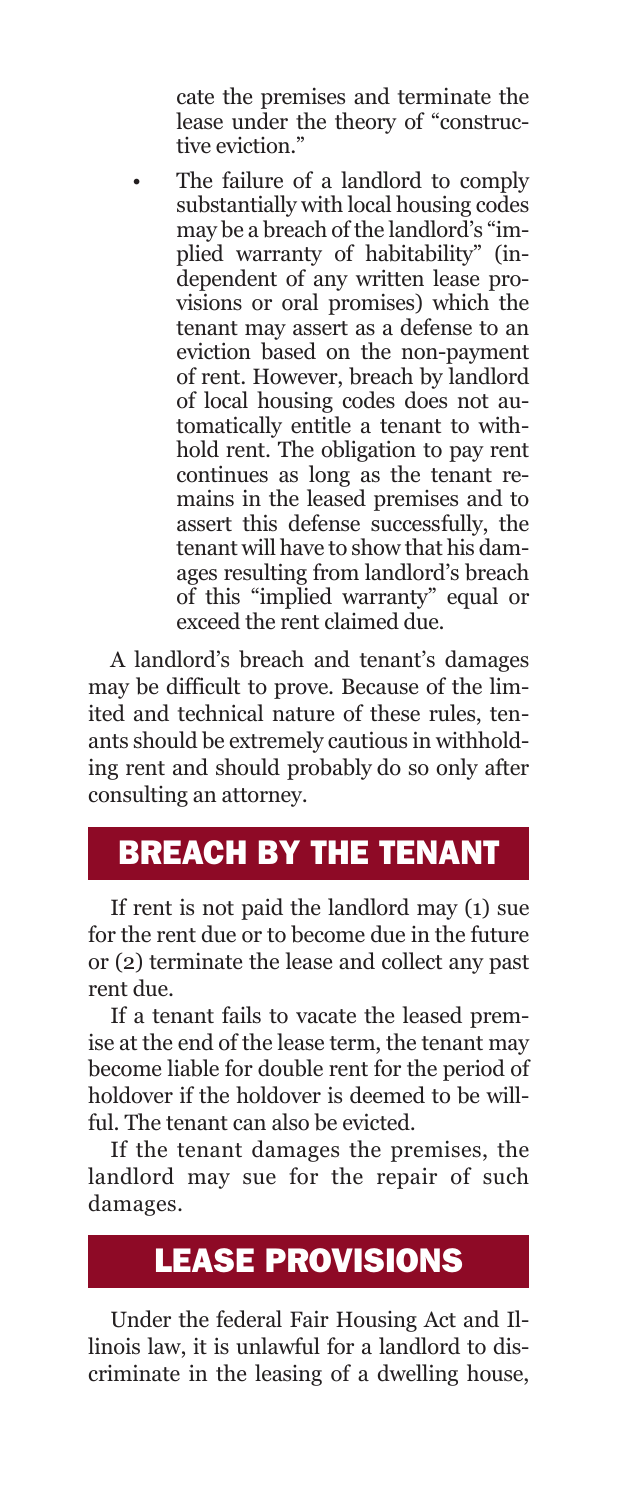cate the premises and terminate the lease under the theory of "constructive eviction."

- The failure of a landlord to comply substantially with local housing codes may be a breach of the landlord's "implied warranty of habitability" (independent of any written lease provisions or oral promises) which the tenant may assert as a defense to an eviction based on the non-payment of rent. However, breach by landlord of local housing codes does not automatically entitle a tenant to withhold rent. The obligation to pay rent continues as long as the tenant remains in the leased premises and to assert this defense successfully, the tenant will have to show that his damages resulting from landlord's breach of this "implied warranty" equal or exceed the rent claimed due.

A landlord's breach and tenant's damages may be difficult to prove. Because of the limited and technical nature of these rules, tenants should be extremely cautious in withholding rent and should probably do so only after consulting an attorney.

## BREACH BY THE TENANT

If rent is not paid the landlord may (1) sue for the rent due or to become due in the future or (2) terminate the lease and collect any past rent due.

If a tenant fails to vacate the leased premise at the end of the lease term, the tenant may become liable for double rent for the period of holdover if the holdover is deemed to be willful. The tenant can also be evicted.

If the tenant damages the premises, the landlord may sue for the repair of such damages.

## LEASE PROVISIONS

Under the federal Fair Housing Act and Illinois law, it is unlawful for a landlord to discriminate in the leasing of a dwelling house,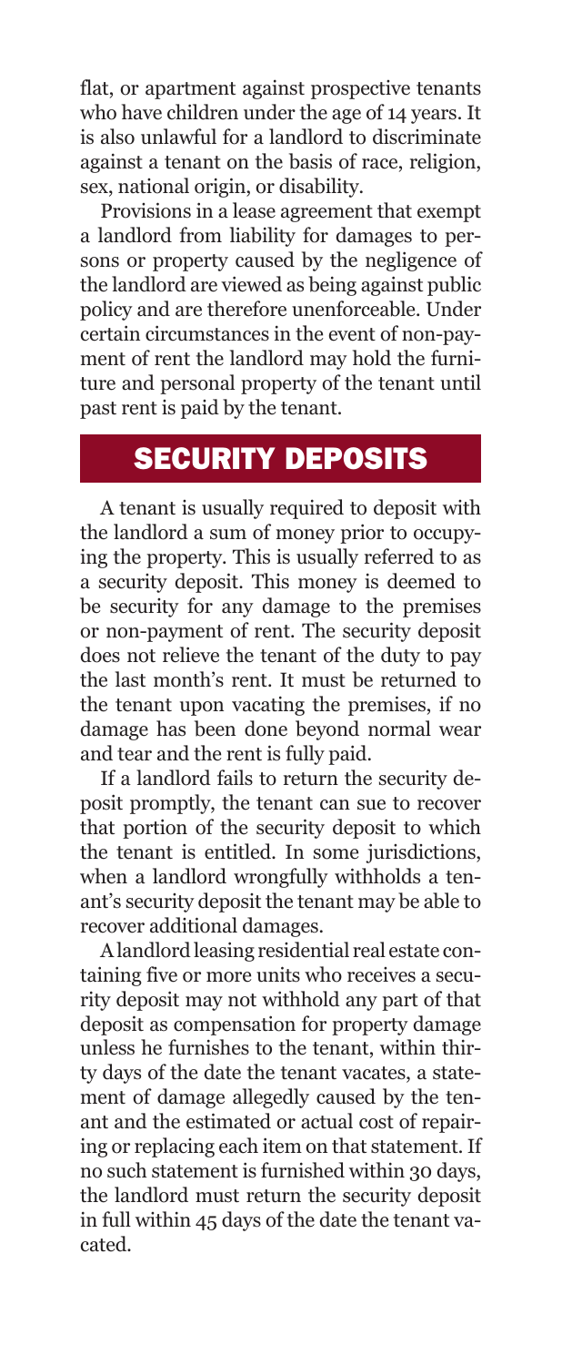flat, or apartment against prospective tenants who have children under the age of 14 years. It is also unlawful for a landlord to discriminate against a tenant on the basis of race, religion, sex, national origin, or disability.

Provisions in a lease agreement that exempt a landlord from liability for damages to persons or property caused by the negligence of the landlord are viewed as being against public policy and are therefore unenforceable. Under certain circumstances in the event of non-payment of rent the landlord may hold the furniture and personal property of the tenant until past rent is paid by the tenant.

## SECURITY DEPOSITS

A tenant is usually required to deposit with the landlord a sum of money prior to occupying the property. This is usually referred to as a security deposit. This money is deemed to be security for any damage to the premises or non-payment of rent. The security deposit does not relieve the tenant of the duty to pay the last month's rent. It must be returned to the tenant upon vacating the premises, if no damage has been done beyond normal wear and tear and the rent is fully paid.

If a landlord fails to return the security deposit promptly, the tenant can sue to recover that portion of the security deposit to which the tenant is entitled. In some jurisdictions, when a landlord wrongfully withholds a tenant's security deposit the tenant may be able to recover additional damages.

A landlord leasing residential real estate containing five or more units who receives a security deposit may not withhold any part of that deposit as compensation for property damage unless he furnishes to the tenant, within thirty days of the date the tenant vacates, a statement of damage allegedly caused by the tenant and the estimated or actual cost of repairing or replacing each item on that statement. If no such statement is furnished within 30 days, the landlord must return the security deposit in full within 45 days of the date the tenant vacated.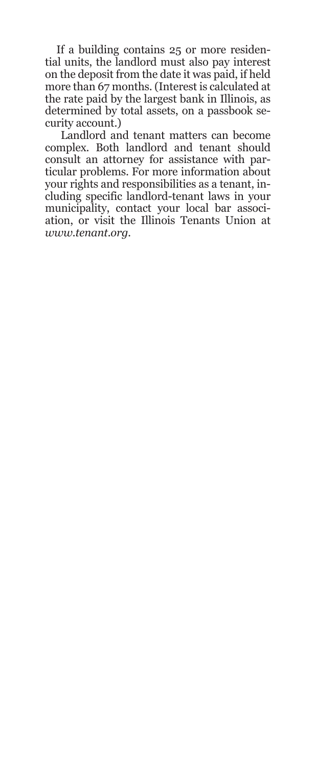If a building contains 25 or more residential units, the landlord must also pay interest on the deposit from the date it was paid, if held more than 67 months. (Interest is calculated at the rate paid by the largest bank in Illinois, as determined by total assets, on a passbook security account.)

Landlord and tenant matters can become complex. Both landlord and tenant should consult an attorney for assistance with particular problems. For more information about your rights and responsibilities as a tenant, including specific landlord-tenant laws in your municipality, contact your local bar association, or visit the Illinois Tenants Union at *www.tenant.org.*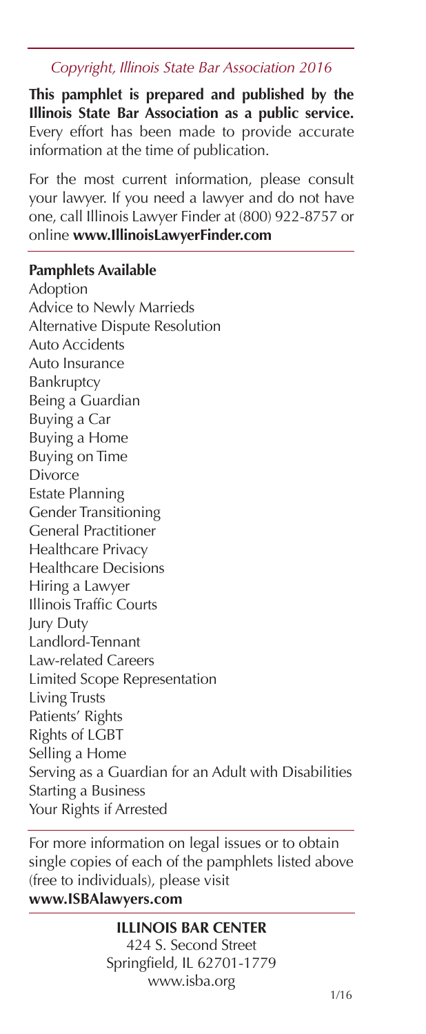*Copyright, Illinois State Bar Association 2016*

**This pamphlet is prepared and published by the Illinois State Bar Association as a public service.** Every effort has been made to provide accurate information at the time of publication.

For the most current information, please consult your lawyer. If you need a lawyer and do not have one, call Illinois Lawyer Finder at (800) 922-8757 or online **www.IllinoisLawyerFinder.com**

**Pamphlets Available**

Adoption
Advice to Newly Marrieds
Alternative Dispute Resolution
Auto Accidents
Auto Insurance
Bankruptcy
Being a Guardian
Buying a Car
Buying a Home
Buying on Time
Divorce
Estate Planning
Gender Transitioning
General Practitioner
Healthcare Privacy
Healthcare Decisions
Hiring a Lawyer
Illinois Traffic Courts
Jury Duty
Landlord-Tenant
Law-related Careers
Limited Scope Representation
Living Trusts
Patients' Rights
Rights of LGBT
Selling a Home
Serving as a Guardian for an Adult with Disabilities
Starting a Business
Your Rights if Arrested

For more information on legal issues or to obtain single copies of each of the pamphlets listed above (free to individuals), please visit **www.ISBAlawyers.com**

**ILLINOIS BAR CENTER**
424 S. Second Street
Springfield, IL 62701-1779
www.isba.org

1/16